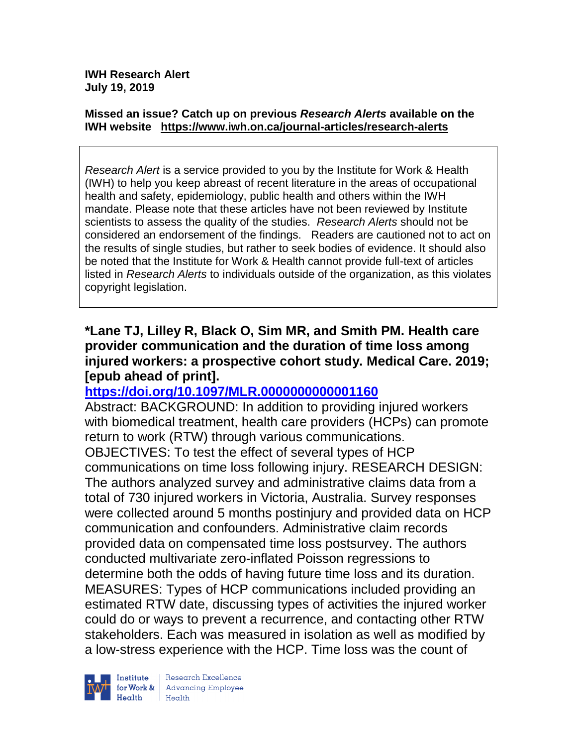**IWH Research Alert**
**July 19, 2019**

**Missed an issue? Catch up on previous *Research Alerts* available on the IWH website https://www.iwh.on.ca/journal-articles/research-alerts**

> *Research Alert* is a service provided to you by the Institute for Work & Health (IWH) to help you keep abreast of recent literature in the areas of occupational health and safety, epidemiology, public health and others within the IWH mandate. Please note that these articles have not been reviewed by Institute scientists to assess the quality of the studies. *Research Alerts* should not be considered an endorsement of the findings. Readers are cautioned not to act on the results of single studies, but rather to seek bodies of evidence. It should also be noted that the Institute for Work & Health cannot provide full-text of articles listed in *Research Alerts* to individuals outside of the organization, as this violates copyright legislation.

**\*Lane TJ, Lilley R, Black O, Sim MR, and Smith PM. Health care provider communication and the duration of time loss among injured workers: a prospective cohort study. Medical Care. 2019; [epub ahead of print].**

**https://doi.org/10.1097/MLR.0000000000001160**

Abstract: BACKGROUND: In addition to providing injured workers with biomedical treatment, health care providers (HCPs) can promote return to work (RTW) through various communications. OBJECTIVES: To test the effect of several types of HCP communications on time loss following injury. RESEARCH DESIGN: The authors analyzed survey and administrative claims data from a total of 730 injured workers in Victoria, Australia. Survey responses were collected around 5 months postinjury and provided data on HCP communication and confounders. Administrative claim records provided data on compensated time loss postsurvey. The authors conducted multivariate zero-inflated Poisson regressions to determine both the odds of having future time loss and its duration. MEASURES: Types of HCP communications included providing an estimated RTW date, discussing types of activities the injured worker could do or ways to prevent a recurrence, and contacting other RTW stakeholders. Each was measured in isolation as well as modified by a low-stress experience with the HCP. Time loss was the count of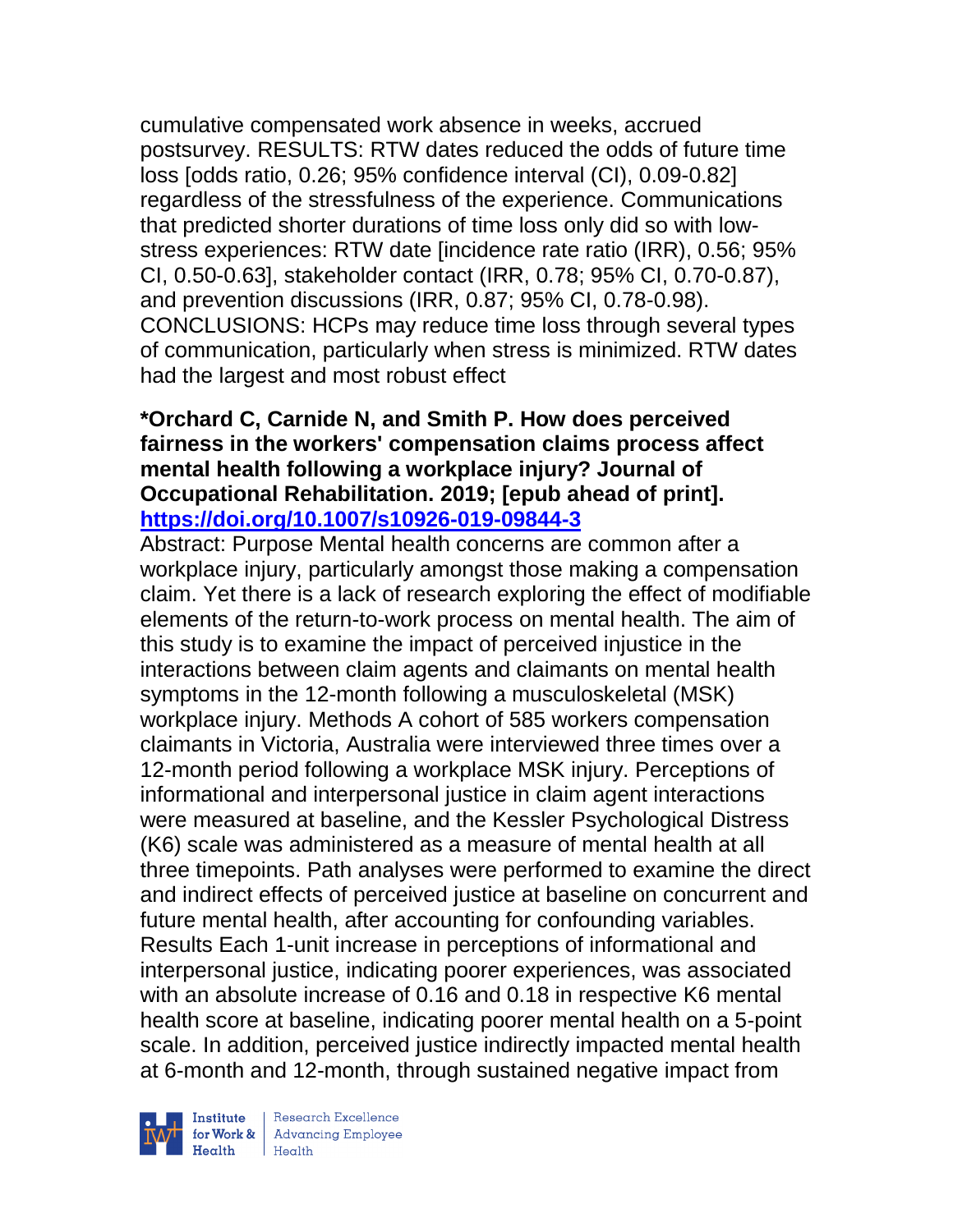cumulative compensated work absence in weeks, accrued postsurvey. RESULTS: RTW dates reduced the odds of future time loss [odds ratio, 0.26; 95% confidence interval (CI), 0.09-0.82] regardless of the stressfulness of the experience. Communications that predicted shorter durations of time loss only did so with low-stress experiences: RTW date [incidence rate ratio (IRR), 0.56; 95% CI, 0.50-0.63], stakeholder contact (IRR, 0.78; 95% CI, 0.70-0.87), and prevention discussions (IRR, 0.87; 95% CI, 0.78-0.98). CONCLUSIONS: HCPs may reduce time loss through several types of communication, particularly when stress is minimized. RTW dates had the largest and most robust effect

**\*Orchard C, Carnide N, and Smith P. How does perceived fairness in the workers' compensation claims process affect mental health following a workplace injury? Journal of Occupational Rehabilitation. 2019; [epub ahead of print]. https://doi.org/10.1007/s10926-019-09844-3**

Abstract: Purpose Mental health concerns are common after a workplace injury, particularly amongst those making a compensation claim. Yet there is a lack of research exploring the effect of modifiable elements of the return-to-work process on mental health. The aim of this study is to examine the impact of perceived injustice in the interactions between claim agents and claimants on mental health symptoms in the 12-month following a musculoskeletal (MSK) workplace injury. Methods A cohort of 585 workers compensation claimants in Victoria, Australia were interviewed three times over a 12-month period following a workplace MSK injury. Perceptions of informational and interpersonal justice in claim agent interactions were measured at baseline, and the Kessler Psychological Distress (K6) scale was administered as a measure of mental health at all three timepoints. Path analyses were performed to examine the direct and indirect effects of perceived justice at baseline on concurrent and future mental health, after accounting for confounding variables. Results Each 1-unit increase in perceptions of informational and interpersonal justice, indicating poorer experiences, was associated with an absolute increase of 0.16 and 0.18 in respective K6 mental health score at baseline, indicating poorer mental health on a 5-point scale. In addition, perceived justice indirectly impacted mental health at 6-month and 12-month, through sustained negative impact from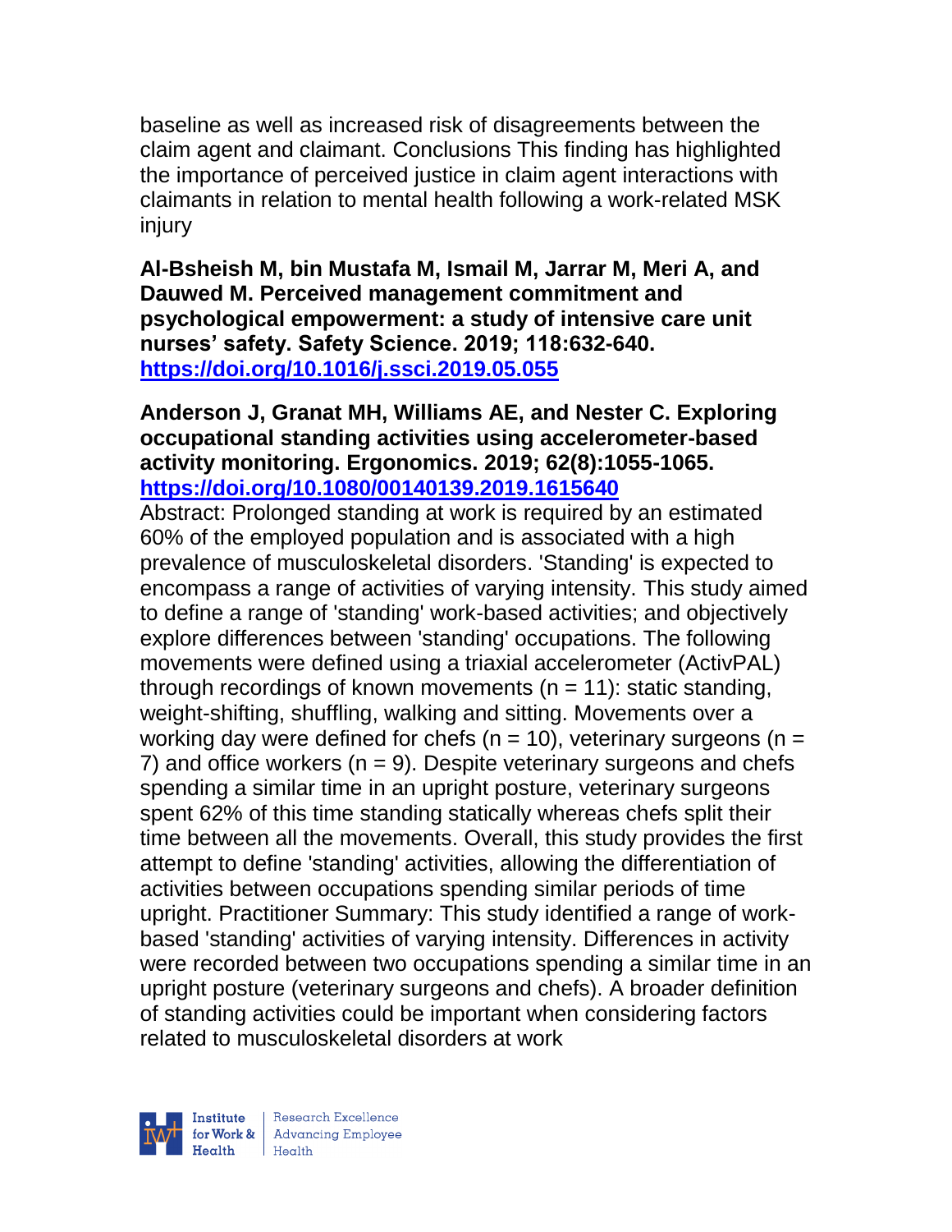baseline as well as increased risk of disagreements between the claim agent and claimant. Conclusions This finding has highlighted the importance of perceived justice in claim agent interactions with claimants in relation to mental health following a work-related MSK injury

**Al-Bsheish M, bin Mustafa M, Ismail M, Jarrar M, Meri A, and Dauwed M. Perceived management commitment and psychological empowerment: a study of intensive care unit nurses' safety. Safety Science. 2019; 118:632-640. https://doi.org/10.1016/j.ssci.2019.05.055**

**Anderson J, Granat MH, Williams AE, and Nester C. Exploring occupational standing activities using accelerometer-based activity monitoring. Ergonomics. 2019; 62(8):1055-1065. https://doi.org/10.1080/00140139.2019.1615640**

Abstract: Prolonged standing at work is required by an estimated 60% of the employed population and is associated with a high prevalence of musculoskeletal disorders. 'Standing' is expected to encompass a range of activities of varying intensity. This study aimed to define a range of 'standing' work-based activities; and objectively explore differences between 'standing' occupations. The following movements were defined using a triaxial accelerometer (ActivPAL) through recordings of known movements (n = 11): static standing, weight-shifting, shuffling, walking and sitting. Movements over a working day were defined for chefs (n = 10), veterinary surgeons (n = 7) and office workers (n = 9). Despite veterinary surgeons and chefs spending a similar time in an upright posture, veterinary surgeons spent 62% of this time standing statically whereas chefs split their time between all the movements. Overall, this study provides the first attempt to define 'standing' activities, allowing the differentiation of activities between occupations spending similar periods of time upright. Practitioner Summary: This study identified a range of work-based 'standing' activities of varying intensity. Differences in activity were recorded between two occupations spending a similar time in an upright posture (veterinary surgeons and chefs). A broader definition of standing activities could be important when considering factors related to musculoskeletal disorders at work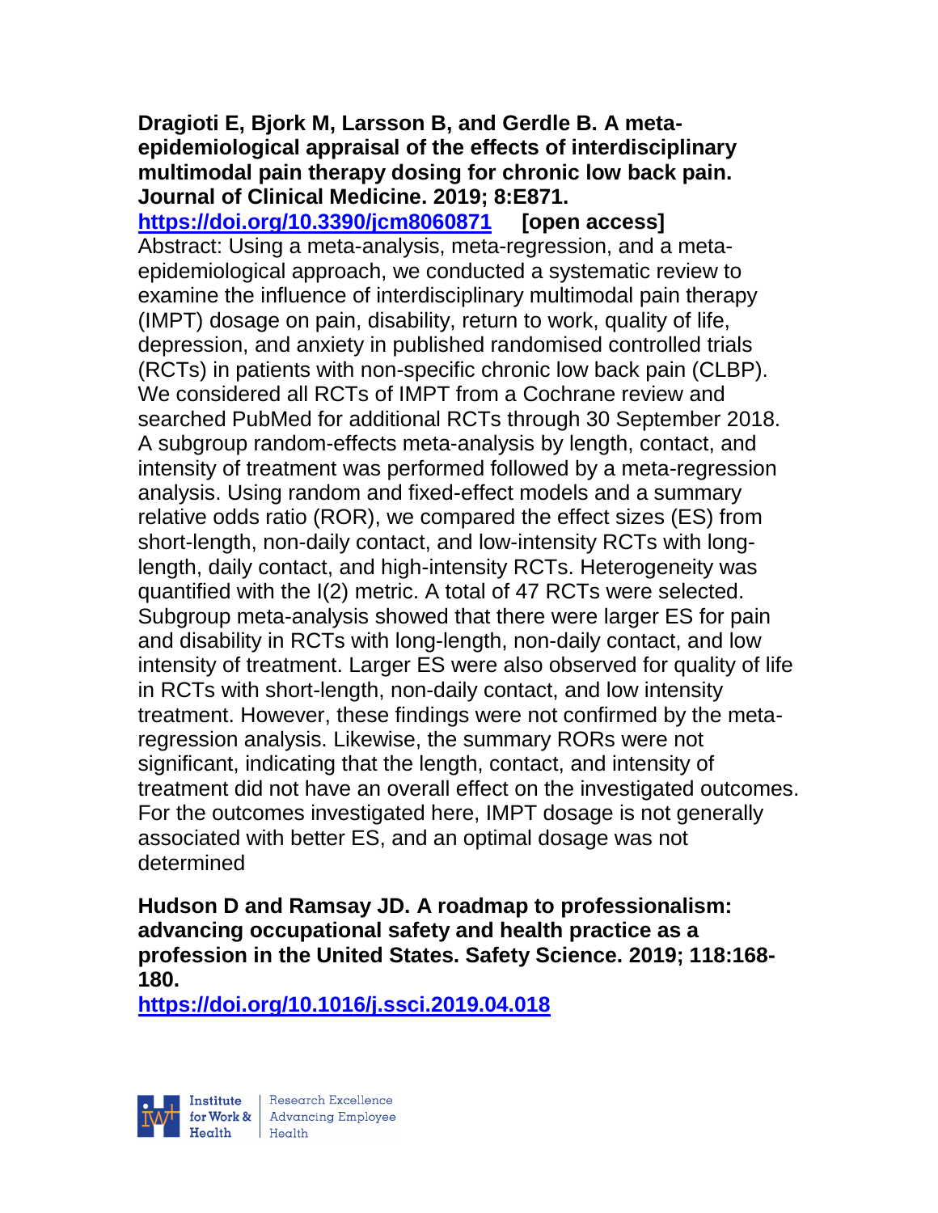**Dragioti E, Bjork M, Larsson B, and Gerdle B. A meta-epidemiological appraisal of the effects of interdisciplinary multimodal pain therapy dosing for chronic low back pain. Journal of Clinical Medicine. 2019; 8:E871.**
**https://doi.org/10.3390/jcm8060871 [open access]**
Abstract: Using a meta-analysis, meta-regression, and a meta-epidemiological approach, we conducted a systematic review to examine the influence of interdisciplinary multimodal pain therapy (IMPT) dosage on pain, disability, return to work, quality of life, depression, and anxiety in published randomised controlled trials (RCTs) in patients with non-specific chronic low back pain (CLBP). We considered all RCTs of IMPT from a Cochrane review and searched PubMed for additional RCTs through 30 September 2018. A subgroup random-effects meta-analysis by length, contact, and intensity of treatment was performed followed by a meta-regression analysis. Using random and fixed-effect models and a summary relative odds ratio (ROR), we compared the effect sizes (ES) from short-length, non-daily contact, and low-intensity RCTs with long-length, daily contact, and high-intensity RCTs. Heterogeneity was quantified with the I(2) metric. A total of 47 RCTs were selected. Subgroup meta-analysis showed that there were larger ES for pain and disability in RCTs with long-length, non-daily contact, and low intensity of treatment. Larger ES were also observed for quality of life in RCTs with short-length, non-daily contact, and low intensity treatment. However, these findings were not confirmed by the meta-regression analysis. Likewise, the summary RORs were not significant, indicating that the length, contact, and intensity of treatment did not have an overall effect on the investigated outcomes. For the outcomes investigated here, IMPT dosage is not generally associated with better ES, and an optimal dosage was not determined

**Hudson D and Ramsay JD. A roadmap to professionalism: advancing occupational safety and health practice as a profession in the United States. Safety Science. 2019; 118:168-180.**
**https://doi.org/10.1016/j.ssci.2019.04.018**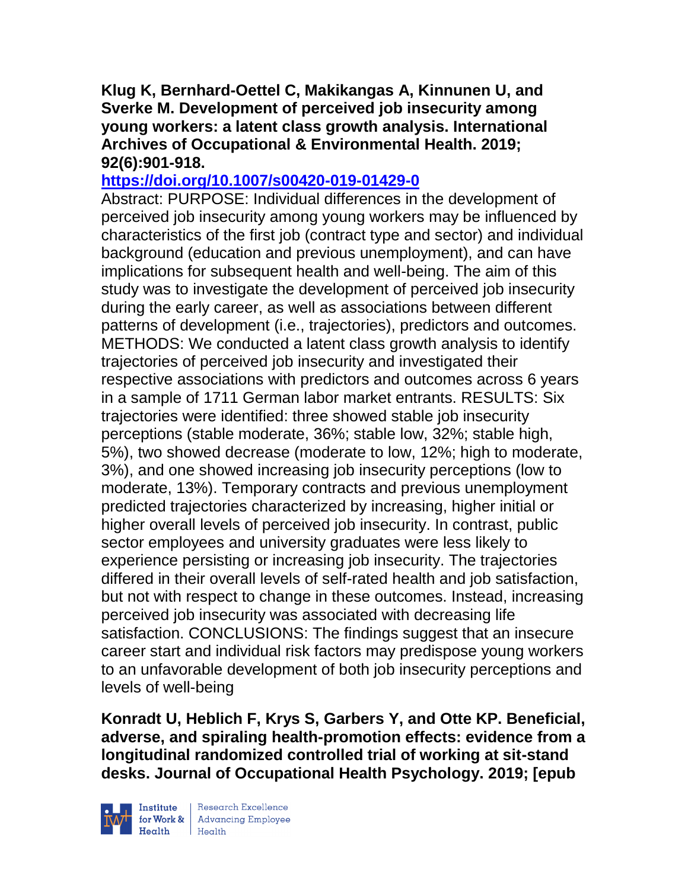**Klug K, Bernhard-Oettel C, Makikangas A, Kinnunen U, and Sverke M. Development of perceived job insecurity among young workers: a latent class growth analysis. International Archives of Occupational & Environmental Health. 2019; 92(6):901-918.**

**https://doi.org/10.1007/s00420-019-01429-0**

Abstract: PURPOSE: Individual differences in the development of perceived job insecurity among young workers may be influenced by characteristics of the first job (contract type and sector) and individual background (education and previous unemployment), and can have implications for subsequent health and well-being. The aim of this study was to investigate the development of perceived job insecurity during the early career, as well as associations between different patterns of development (i.e., trajectories), predictors and outcomes. METHODS: We conducted a latent class growth analysis to identify trajectories of perceived job insecurity and investigated their respective associations with predictors and outcomes across 6 years in a sample of 1711 German labor market entrants. RESULTS: Six trajectories were identified: three showed stable job insecurity perceptions (stable moderate, 36%; stable low, 32%; stable high, 5%), two showed decrease (moderate to low, 12%; high to moderate, 3%), and one showed increasing job insecurity perceptions (low to moderate, 13%). Temporary contracts and previous unemployment predicted trajectories characterized by increasing, higher initial or higher overall levels of perceived job insecurity. In contrast, public sector employees and university graduates were less likely to experience persisting or increasing job insecurity. The trajectories differed in their overall levels of self-rated health and job satisfaction, but not with respect to change in these outcomes. Instead, increasing perceived job insecurity was associated with decreasing life satisfaction. CONCLUSIONS: The findings suggest that an insecure career start and individual risk factors may predispose young workers to an unfavorable development of both job insecurity perceptions and levels of well-being

**Konradt U, Heblich F, Krys S, Garbers Y, and Otte KP. Beneficial, adverse, and spiraling health-promotion effects: evidence from a longitudinal randomized controlled trial of working at sit-stand desks. Journal of Occupational Health Psychology. 2019; [epub**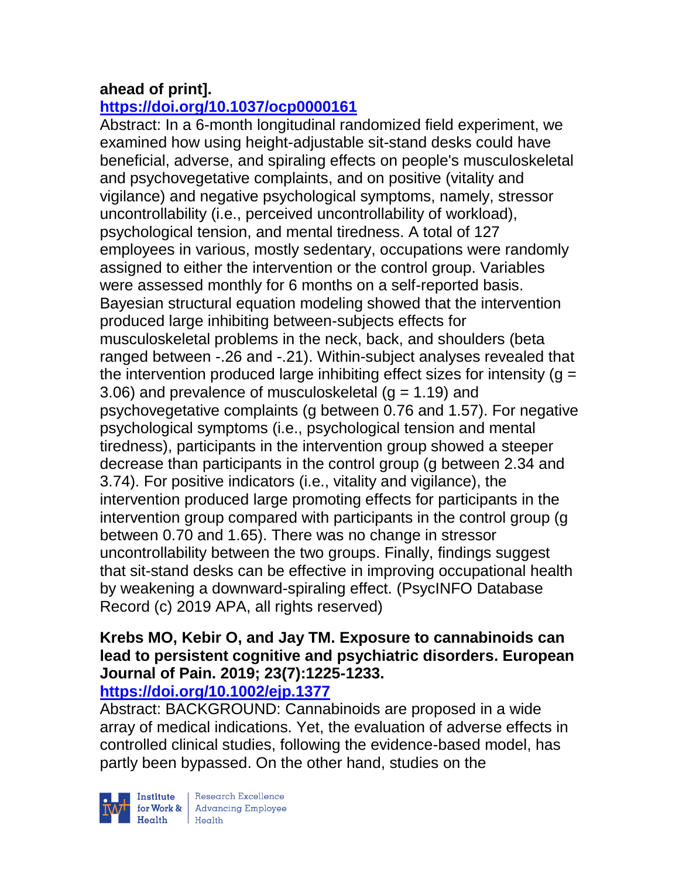**ahead of print].**
**https://doi.org/10.1037/ocp0000161**

Abstract: In a 6-month longitudinal randomized field experiment, we examined how using height-adjustable sit-stand desks could have beneficial, adverse, and spiraling effects on people's musculoskeletal and psychovegetative complaints, and on positive (vitality and vigilance) and negative psychological symptoms, namely, stressor uncontrollability (i.e., perceived uncontrollability of workload), psychological tension, and mental tiredness. A total of 127 employees in various, mostly sedentary, occupations were randomly assigned to either the intervention or the control group. Variables were assessed monthly for 6 months on a self-reported basis. Bayesian structural equation modeling showed that the intervention produced large inhibiting between-subjects effects for musculoskeletal problems in the neck, back, and shoulders (beta ranged between -.26 and -.21). Within-subject analyses revealed that the intervention produced large inhibiting effect sizes for intensity ($g$ = 3.06) and prevalence of musculoskeletal ($g$ = 1.19) and psychovegetative complaints ($g$ between 0.76 and 1.57). For negative psychological symptoms (i.e., psychological tension and mental tiredness), participants in the intervention group showed a steeper decrease than participants in the control group ($g$ between 2.34 and 3.74). For positive indicators (i.e., vitality and vigilance), the intervention produced large promoting effects for participants in the intervention group compared with participants in the control group ($g$ between 0.70 and 1.65). There was no change in stressor uncontrollability between the two groups. Finally, findings suggest that sit-stand desks can be effective in improving occupational health by weakening a downward-spiraling effect. (PsycINFO Database Record (c) 2019 APA, all rights reserved)

**Krebs MO, Kebir O, and Jay TM. Exposure to cannabinoids can lead to persistent cognitive and psychiatric disorders. European Journal of Pain. 2019; 23(7):1225-1233.**
**https://doi.org/10.1002/ejp.1377**

Abstract: BACKGROUND: Cannabinoids are proposed in a wide array of medical indications. Yet, the evaluation of adverse effects in controlled clinical studies, following the evidence-based model, has partly been bypassed. On the other hand, studies on the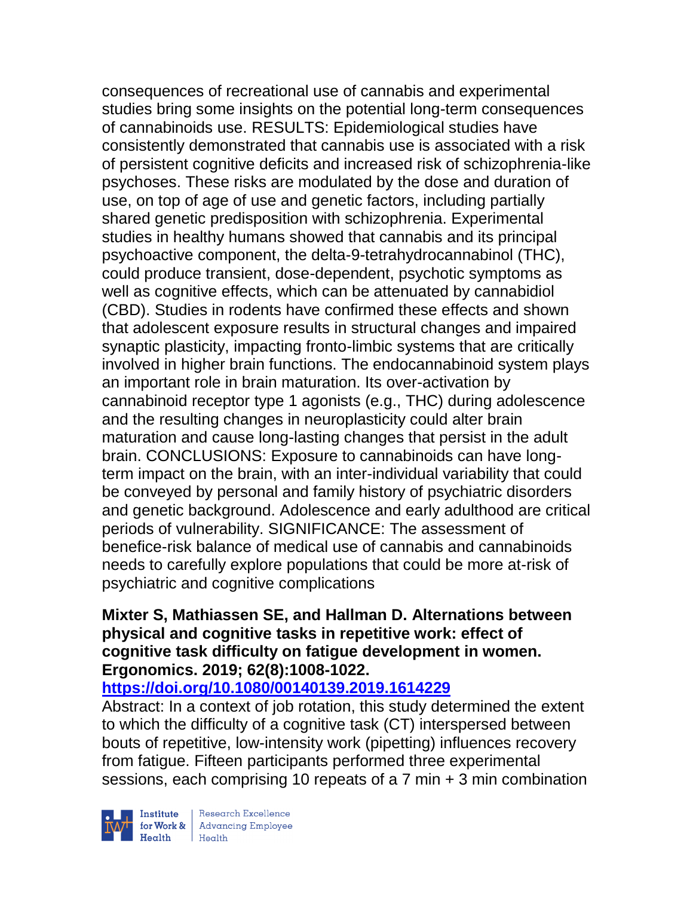consequences of recreational use of cannabis and experimental studies bring some insights on the potential long-term consequences of cannabinoids use. RESULTS: Epidemiological studies have consistently demonstrated that cannabis use is associated with a risk of persistent cognitive deficits and increased risk of schizophrenia-like psychoses. These risks are modulated by the dose and duration of use, on top of age of use and genetic factors, including partially shared genetic predisposition with schizophrenia. Experimental studies in healthy humans showed that cannabis and its principal psychoactive component, the delta-9-tetrahydrocannabinol (THC), could produce transient, dose-dependent, psychotic symptoms as well as cognitive effects, which can be attenuated by cannabidiol (CBD). Studies in rodents have confirmed these effects and shown that adolescent exposure results in structural changes and impaired synaptic plasticity, impacting fronto-limbic systems that are critically involved in higher brain functions. The endocannabinoid system plays an important role in brain maturation. Its over-activation by cannabinoid receptor type 1 agonists (e.g., THC) during adolescence and the resulting changes in neuroplasticity could alter brain maturation and cause long-lasting changes that persist in the adult brain. CONCLUSIONS: Exposure to cannabinoids can have long-term impact on the brain, with an inter-individual variability that could be conveyed by personal and family history of psychiatric disorders and genetic background. Adolescence and early adulthood are critical periods of vulnerability. SIGNIFICANCE: The assessment of benefice-risk balance of medical use of cannabis and cannabinoids needs to carefully explore populations that could be more at-risk of psychiatric and cognitive complications

**Mixter S, Mathiassen SE, and Hallman D. Alternations between physical and cognitive tasks in repetitive work: effect of cognitive task difficulty on fatigue development in women. Ergonomics. 2019; 62(8):1008-1022.**

**https://doi.org/10.1080/00140139.2019.1614229**

Abstract: In a context of job rotation, this study determined the extent to which the difficulty of a cognitive task (CT) interspersed between bouts of repetitive, low-intensity work (pipetting) influences recovery from fatigue. Fifteen participants performed three experimental sessions, each comprising 10 repeats of a 7 min + 3 min combination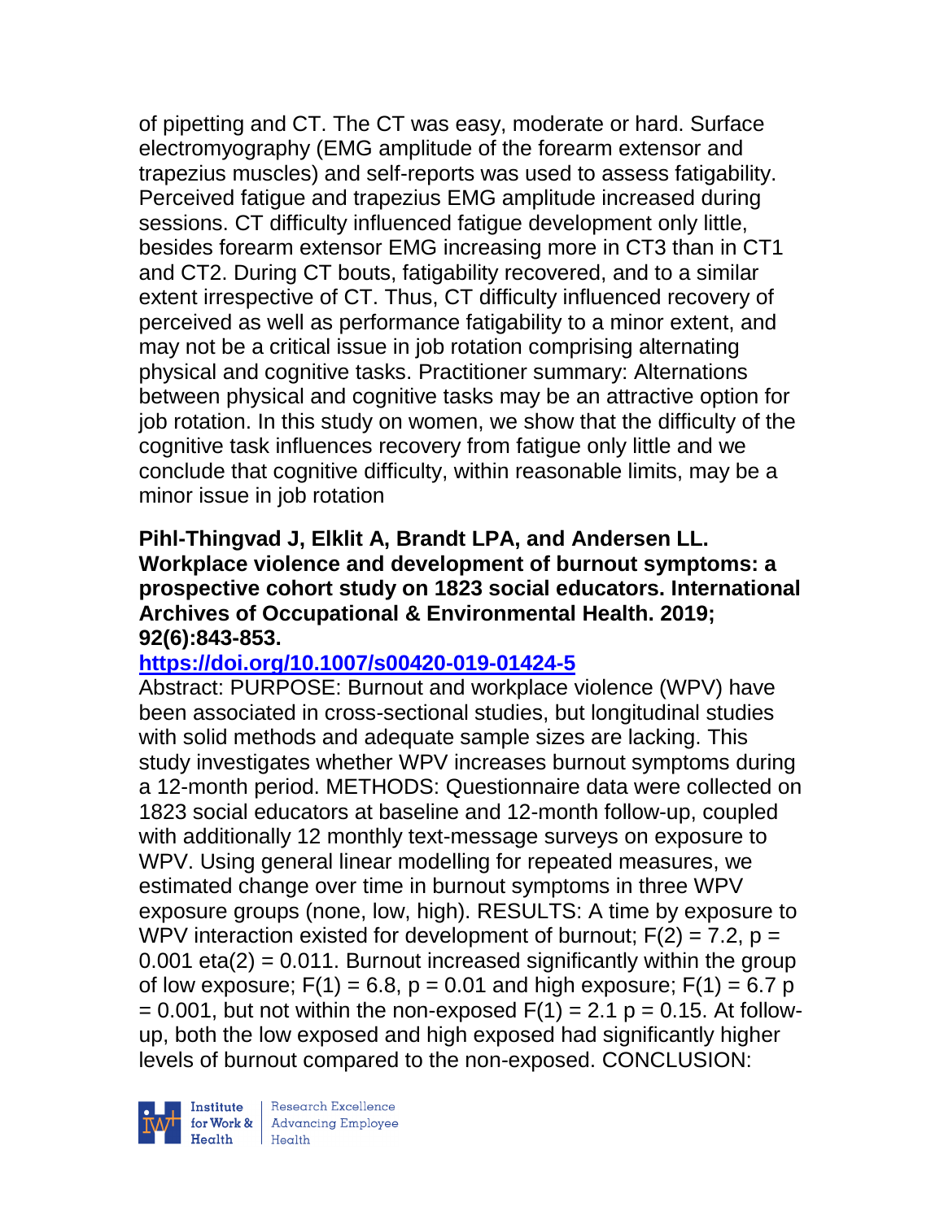of pipetting and CT. The CT was easy, moderate or hard. Surface electromyography (EMG amplitude of the forearm extensor and trapezius muscles) and self-reports was used to assess fatigability. Perceived fatigue and trapezius EMG amplitude increased during sessions. CT difficulty influenced fatigue development only little, besides forearm extensor EMG increasing more in CT3 than in CT1 and CT2. During CT bouts, fatigability recovered, and to a similar extent irrespective of CT. Thus, CT difficulty influenced recovery of perceived as well as performance fatigability to a minor extent, and may not be a critical issue in job rotation comprising alternating physical and cognitive tasks. Practitioner summary: Alternations between physical and cognitive tasks may be an attractive option for job rotation. In this study on women, we show that the difficulty of the cognitive task influences recovery from fatigue only little and we conclude that cognitive difficulty, within reasonable limits, may be a minor issue in job rotation

**Pihl-Thingvad J, Elklit A, Brandt LPA, and Andersen LL. Workplace violence and development of burnout symptoms: a prospective cohort study on 1823 social educators. International Archives of Occupational & Environmental Health. 2019; 92(6):843-853.**

**https://doi.org/10.1007/s00420-019-01424-5**

Abstract: PURPOSE: Burnout and workplace violence (WPV) have been associated in cross-sectional studies, but longitudinal studies with solid methods and adequate sample sizes are lacking. This study investigates whether WPV increases burnout symptoms during a 12-month period. METHODS: Questionnaire data were collected on 1823 social educators at baseline and 12-month follow-up, coupled with additionally 12 monthly text-message surveys on exposure to WPV. Using general linear modelling for repeated measures, we estimated change over time in burnout symptoms in three WPV exposure groups (none, low, high). RESULTS: A time by exposure to WPV interaction existed for development of burnout; $F(2) = 7.2$, $p = 0.001$ $eta(2) = 0.011$. Burnout increased significantly within the group of low exposure; $F(1) = 6.8$, $p = 0.01$ and high exposure; $F(1) = 6.7$ $p = 0.001$, but not within the non-exposed $F(1) = 2.1$ $p = 0.15$. At follow-up, both the low exposed and high exposed had significantly higher levels of burnout compared to the non-exposed. CONCLUSION: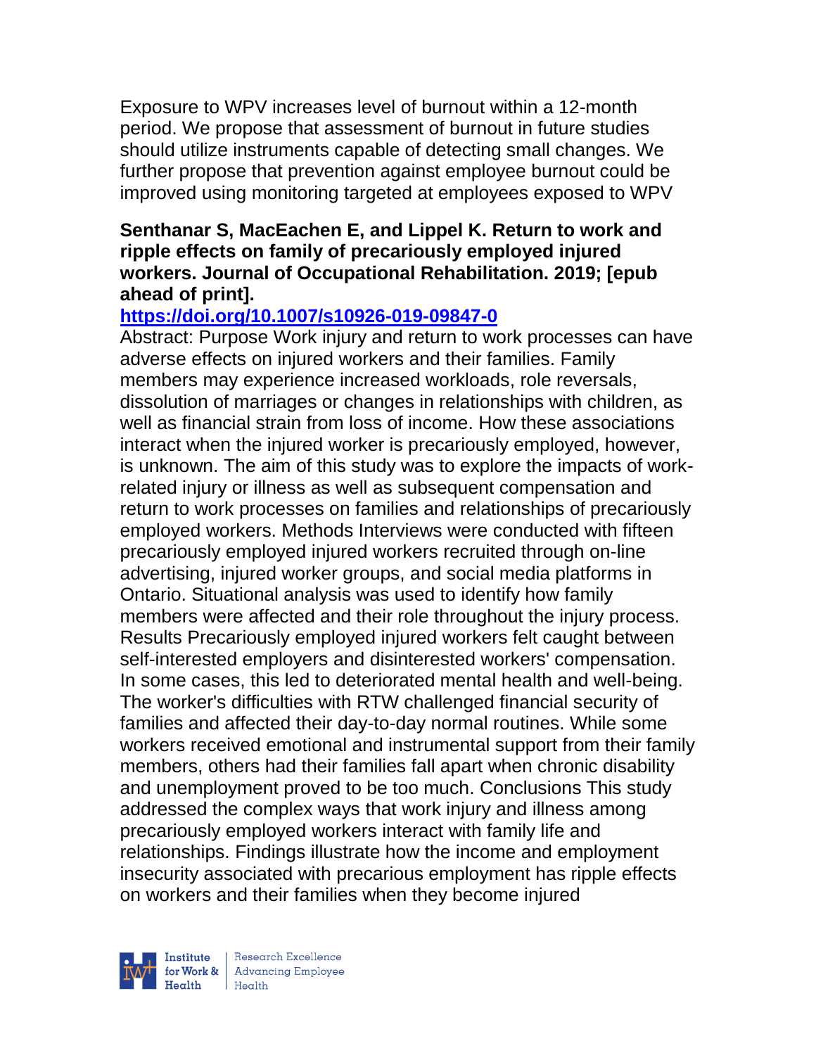Exposure to WPV increases level of burnout within a 12-month period. We propose that assessment of burnout in future studies should utilize instruments capable of detecting small changes. We further propose that prevention against employee burnout could be improved using monitoring targeted at employees exposed to WPV

**Senthanar S, MacEachen E, and Lippel K. Return to work and ripple effects on family of precariously employed injured workers. Journal of Occupational Rehabilitation. 2019; [epub ahead of print].**

**https://doi.org/10.1007/s10926-019-09847-0**

Abstract: Purpose Work injury and return to work processes can have adverse effects on injured workers and their families. Family members may experience increased workloads, role reversals, dissolution of marriages or changes in relationships with children, as well as financial strain from loss of income. How these associations interact when the injured worker is precariously employed, however, is unknown. The aim of this study was to explore the impacts of work-related injury or illness as well as subsequent compensation and return to work processes on families and relationships of precariously employed workers. Methods Interviews were conducted with fifteen precariously employed injured workers recruited through on-line advertising, injured worker groups, and social media platforms in Ontario. Situational analysis was used to identify how family members were affected and their role throughout the injury process. Results Precariously employed injured workers felt caught between self-interested employers and disinterested workers' compensation. In some cases, this led to deteriorated mental health and well-being. The worker's difficulties with RTW challenged financial security of families and affected their day-to-day normal routines. While some workers received emotional and instrumental support from their family members, others had their families fall apart when chronic disability and unemployment proved to be too much. Conclusions This study addressed the complex ways that work injury and illness among precariously employed workers interact with family life and relationships. Findings illustrate how the income and employment insecurity associated with precarious employment has ripple effects on workers and their families when they become injured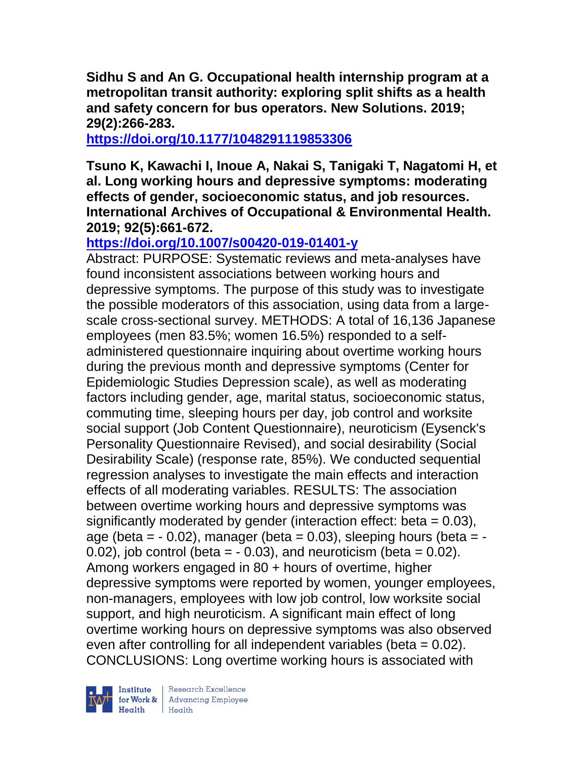**Sidhu S and An G. Occupational health internship program at a metropolitan transit authority: exploring split shifts as a health and safety concern for bus operators. New Solutions. 2019; 29(2):266-283.**

**https://doi.org/10.1177/1048291119853306**

**Tsuno K, Kawachi I, Inoue A, Nakai S, Tanigaki T, Nagatomi H, et al. Long working hours and depressive symptoms: moderating effects of gender, socioeconomic status, and job resources. International Archives of Occupational & Environmental Health. 2019; 92(5):661-672.**

**https://doi.org/10.1007/s00420-019-01401-y**

Abstract: PURPOSE: Systematic reviews and meta-analyses have found inconsistent associations between working hours and depressive symptoms. The purpose of this study was to investigate the possible moderators of this association, using data from a large-scale cross-sectional survey. METHODS: A total of 16,136 Japanese employees (men 83.5%; women 16.5%) responded to a self-administered questionnaire inquiring about overtime working hours during the previous month and depressive symptoms (Center for Epidemiologic Studies Depression scale), as well as moderating factors including gender, age, marital status, socioeconomic status, commuting time, sleeping hours per day, job control and worksite social support (Job Content Questionnaire), neuroticism (Eysenck's Personality Questionnaire Revised), and social desirability (Social Desirability Scale) (response rate, 85%). We conducted sequential regression analyses to investigate the main effects and interaction effects of all moderating variables. RESULTS: The association between overtime working hours and depressive symptoms was significantly moderated by gender (interaction effect: beta = 0.03), age (beta = - 0.02), manager (beta = 0.03), sleeping hours (beta = - 0.02), job control (beta = - 0.03), and neuroticism (beta = 0.02). Among workers engaged in 80 + hours of overtime, higher depressive symptoms were reported by women, younger employees, non-managers, employees with low job control, low worksite social support, and high neuroticism. A significant main effect of long overtime working hours on depressive symptoms was also observed even after controlling for all independent variables (beta = 0.02). CONCLUSIONS: Long overtime working hours is associated with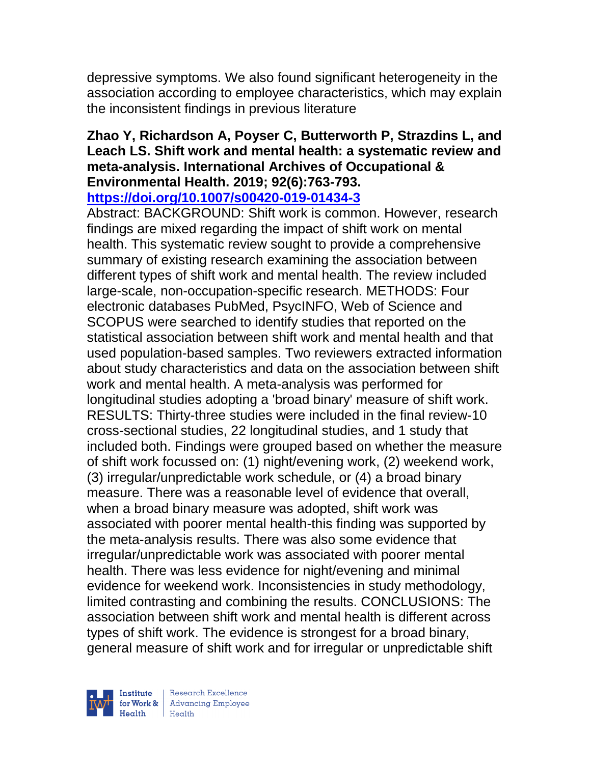depressive symptoms. We also found significant heterogeneity in the association according to employee characteristics, which may explain the inconsistent findings in previous literature

**Zhao Y, Richardson A, Poyser C, Butterworth P, Strazdins L, and Leach LS. Shift work and mental health: a systematic review and meta-analysis. International Archives of Occupational & Environmental Health. 2019; 92(6):763-793.**
**https://doi.org/10.1007/s00420-019-01434-3**

Abstract: BACKGROUND: Shift work is common. However, research findings are mixed regarding the impact of shift work on mental health. This systematic review sought to provide a comprehensive summary of existing research examining the association between different types of shift work and mental health. The review included large-scale, non-occupation-specific research. METHODS: Four electronic databases PubMed, PsycINFO, Web of Science and SCOPUS were searched to identify studies that reported on the statistical association between shift work and mental health and that used population-based samples. Two reviewers extracted information about study characteristics and data on the association between shift work and mental health. A meta-analysis was performed for longitudinal studies adopting a 'broad binary' measure of shift work. RESULTS: Thirty-three studies were included in the final review-10 cross-sectional studies, 22 longitudinal studies, and 1 study that included both. Findings were grouped based on whether the measure of shift work focussed on: (1) night/evening work, (2) weekend work, (3) irregular/unpredictable work schedule, or (4) a broad binary measure. There was a reasonable level of evidence that overall, when a broad binary measure was adopted, shift work was associated with poorer mental health-this finding was supported by the meta-analysis results. There was also some evidence that irregular/unpredictable work was associated with poorer mental health. There was less evidence for night/evening and minimal evidence for weekend work. Inconsistencies in study methodology, limited contrasting and combining the results. CONCLUSIONS: The association between shift work and mental health is different across types of shift work. The evidence is strongest for a broad binary, general measure of shift work and for irregular or unpredictable shift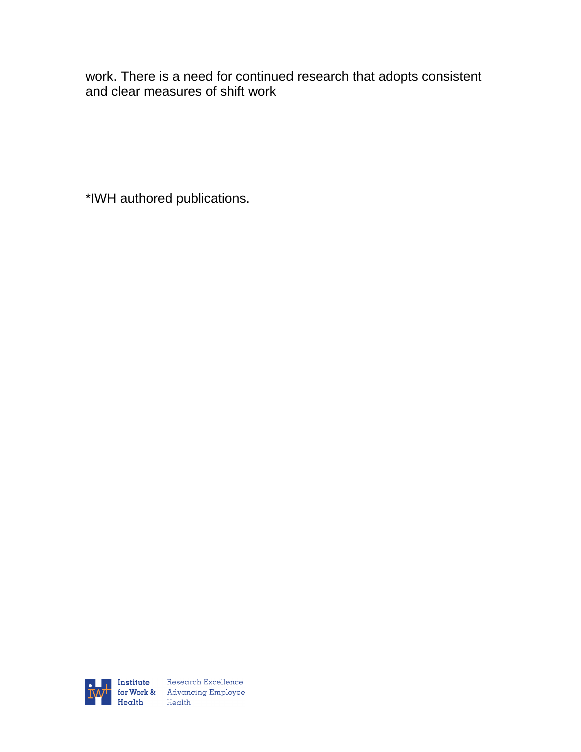work. There is a need for continued research that adopts consistent and clear measures of shift work

*IWH authored publications.